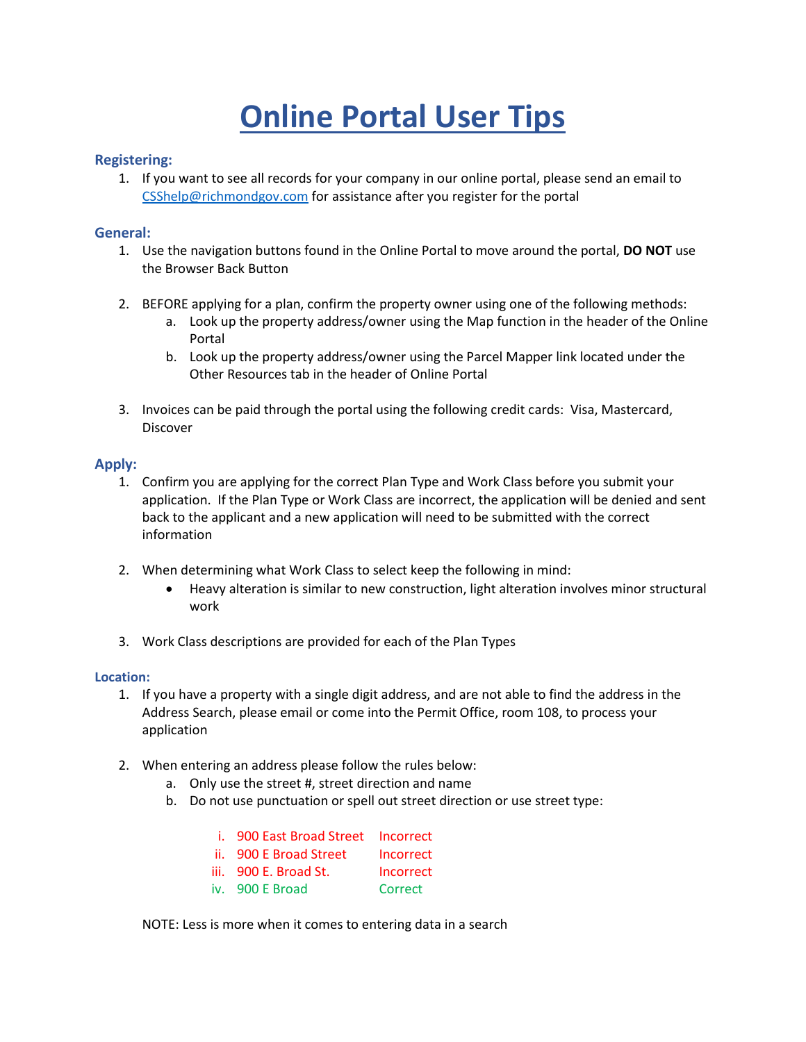# Online Portal User Tips

### Registering:

1. If you want to see all records for your company in our online portal, please send an email to CSShelp@richmondgov.com for assistance after you register for the portal

### General:

1. Use the navigation buttons found in the Online Portal to move around the portal, **DO NOT** use the Browser Back Button

2. BEFORE applying for a plan, confirm the property owner using one of the following methods:
   a. Look up the property address/owner using the Map function in the header of the Online Portal
   b. Look up the property address/owner using the Parcel Mapper link located under the Other Resources tab in the header of Online Portal

3. Invoices can be paid through the portal using the following credit cards: Visa, Mastercard, Discover

### Apply:

1. Confirm you are applying for the correct Plan Type and Work Class before you submit your application. If the Plan Type or Work Class are incorrect, the application will be denied and sent back to the applicant and a new application will need to be submitted with the correct information

2. When determining what Work Class to select keep the following in mind:
   - Heavy alteration is similar to new construction, light alteration involves minor structural work

3. Work Class descriptions are provided for each of the Plan Types

### Location:

1. If you have a property with a single digit address, and are not able to find the address in the Address Search, please email or come into the Permit Office, room 108, to process your application

2. When entering an address please follow the rules below:
   a. Only use the street #, street direction and name
   b. Do not use punctuation or spell out street direction or use street type:

      i. 900 East Broad Street — Incorrect
      ii. 900 E Broad Street — Incorrect
      iii. 900 E. Broad St. — Incorrect
      iv. 900 E Broad — Correct

   NOTE: Less is more when it comes to entering data in a search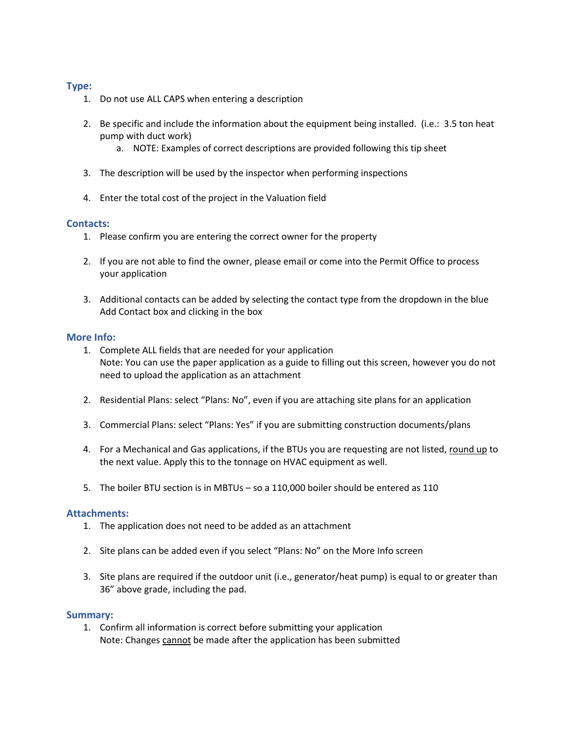## Type:

1. Do not use ALL CAPS when entering a description

2. Be specific and include the information about the equipment being installed. (i.e.: 3.5 ton heat pump with duct work)
   a. NOTE: Examples of correct descriptions are provided following this tip sheet

3. The description will be used by the inspector when performing inspections

4. Enter the total cost of the project in the Valuation field

## Contacts:

1. Please confirm you are entering the correct owner for the property

2. If you are not able to find the owner, please email or come into the Permit Office to process your application

3. Additional contacts can be added by selecting the contact type from the dropdown in the blue Add Contact box and clicking in the box

## More Info:

1. Complete ALL fields that are needed for your application
   Note: You can use the paper application as a guide to filling out this screen, however you do not need to upload the application as an attachment

2. Residential Plans: select "Plans: No", even if you are attaching site plans for an application

3. Commercial Plans: select "Plans: Yes" if you are submitting construction documents/plans

4. For a Mechanical and Gas applications, if the BTUs you are requesting are not listed, round up to the next value. Apply this to the tonnage on HVAC equipment as well.

5. The boiler BTU section is in MBTUs – so a 110,000 boiler should be entered as 110

## Attachments:

1. The application does not need to be added as an attachment

2. Site plans can be added even if you select "Plans: No" on the More Info screen

3. Site plans are required if the outdoor unit (i.e., generator/heat pump) is equal to or greater than 36" above grade, including the pad.

## Summary:

1. Confirm all information is correct before submitting your application
   Note: Changes cannot be made after the application has been submitted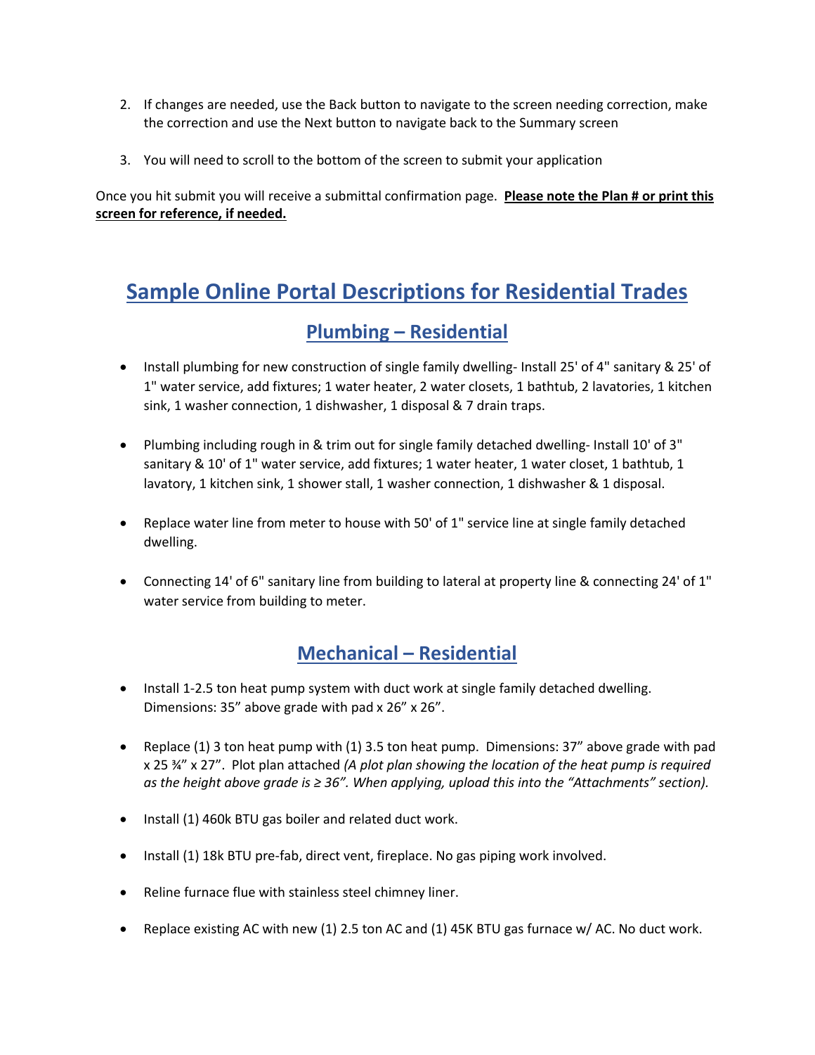2. If changes are needed, use the Back button to navigate to the screen needing correction, make the correction and use the Next button to navigate back to the Summary screen

3. You will need to scroll to the bottom of the screen to submit your application

Once you hit submit you will receive a submittal confirmation page. **Please note the Plan # or print this screen for reference, if needed.**

# Sample Online Portal Descriptions for Residential Trades

## Plumbing – Residential

- Install plumbing for new construction of single family dwelling- Install 25' of 4" sanitary & 25' of 1" water service, add fixtures; 1 water heater, 2 water closets, 1 bathtub, 2 lavatories, 1 kitchen sink, 1 washer connection, 1 dishwasher, 1 disposal & 7 drain traps.

- Plumbing including rough in & trim out for single family detached dwelling- Install 10' of 3" sanitary & 10' of 1" water service, add fixtures; 1 water heater, 1 water closet, 1 bathtub, 1 lavatory, 1 kitchen sink, 1 shower stall, 1 washer connection, 1 dishwasher & 1 disposal.

- Replace water line from meter to house with 50' of 1" service line at single family detached dwelling.

- Connecting 14' of 6" sanitary line from building to lateral at property line & connecting 24' of 1" water service from building to meter.

## Mechanical – Residential

- Install 1-2.5 ton heat pump system with duct work at single family detached dwelling. Dimensions: 35” above grade with pad x 26” x 26”.

- Replace (1) 3 ton heat pump with (1) 3.5 ton heat pump. Dimensions: 37” above grade with pad x 25 ¾” x 27”. Plot plan attached *(A plot plan showing the location of the heat pump is required as the height above grade is ≥ 36”. When applying, upload this into the “Attachments” section).*

- Install (1) 460k BTU gas boiler and related duct work.

- Install (1) 18k BTU pre-fab, direct vent, fireplace. No gas piping work involved.

- Reline furnace flue with stainless steel chimney liner.

- Replace existing AC with new (1) 2.5 ton AC and (1) 45K BTU gas furnace w/ AC. No duct work.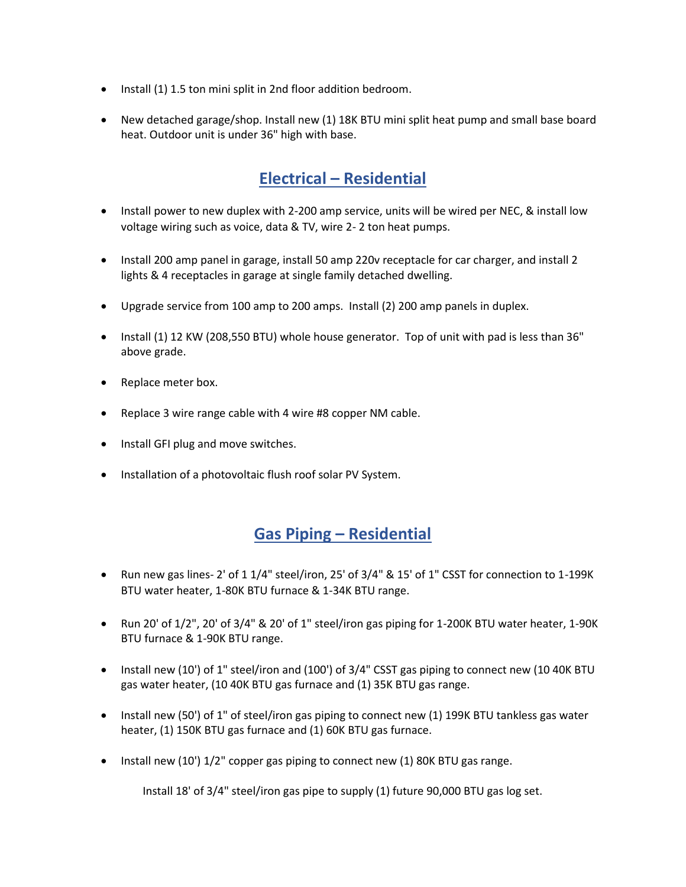- Install (1) 1.5 ton mini split in 2nd floor addition bedroom.

- New detached garage/shop. Install new (1) 18K BTU mini split heat pump and small base board heat. Outdoor unit is under 36" high with base.

## Electrical – Residential

- Install power to new duplex with 2-200 amp service, units will be wired per NEC, & install low voltage wiring such as voice, data & TV, wire 2- 2 ton heat pumps.

- Install 200 amp panel in garage, install 50 amp 220v receptacle for car charger, and install 2 lights & 4 receptacles in garage at single family detached dwelling.

- Upgrade service from 100 amp to 200 amps. Install (2) 200 amp panels in duplex.

- Install (1) 12 KW (208,550 BTU) whole house generator. Top of unit with pad is less than 36" above grade.

- Replace meter box.

- Replace 3 wire range cable with 4 wire #8 copper NM cable.

- Install GFI plug and move switches.

- Installation of a photovoltaic flush roof solar PV System.

## Gas Piping – Residential

- Run new gas lines- 2' of 1 1/4" steel/iron, 25' of 3/4" & 15' of 1" CSST for connection to 1-199K BTU water heater, 1-80K BTU furnace & 1-34K BTU range.

- Run 20' of 1/2", 20' of 3/4" & 20' of 1" steel/iron gas piping for 1-200K BTU water heater, 1-90K BTU furnace & 1-90K BTU range.

- Install new (10') of 1" steel/iron and (100') of 3/4" CSST gas piping to connect new (10 40K BTU gas water heater, (10 40K BTU gas furnace and (1) 35K BTU gas range.

- Install new (50') of 1" of steel/iron gas piping to connect new (1) 199K BTU tankless gas water heater, (1) 150K BTU gas furnace and (1) 60K BTU gas furnace.

- Install new (10') 1/2" copper gas piping to connect new (1) 80K BTU gas range.

Install 18' of 3/4" steel/iron gas pipe to supply (1) future 90,000 BTU gas log set.